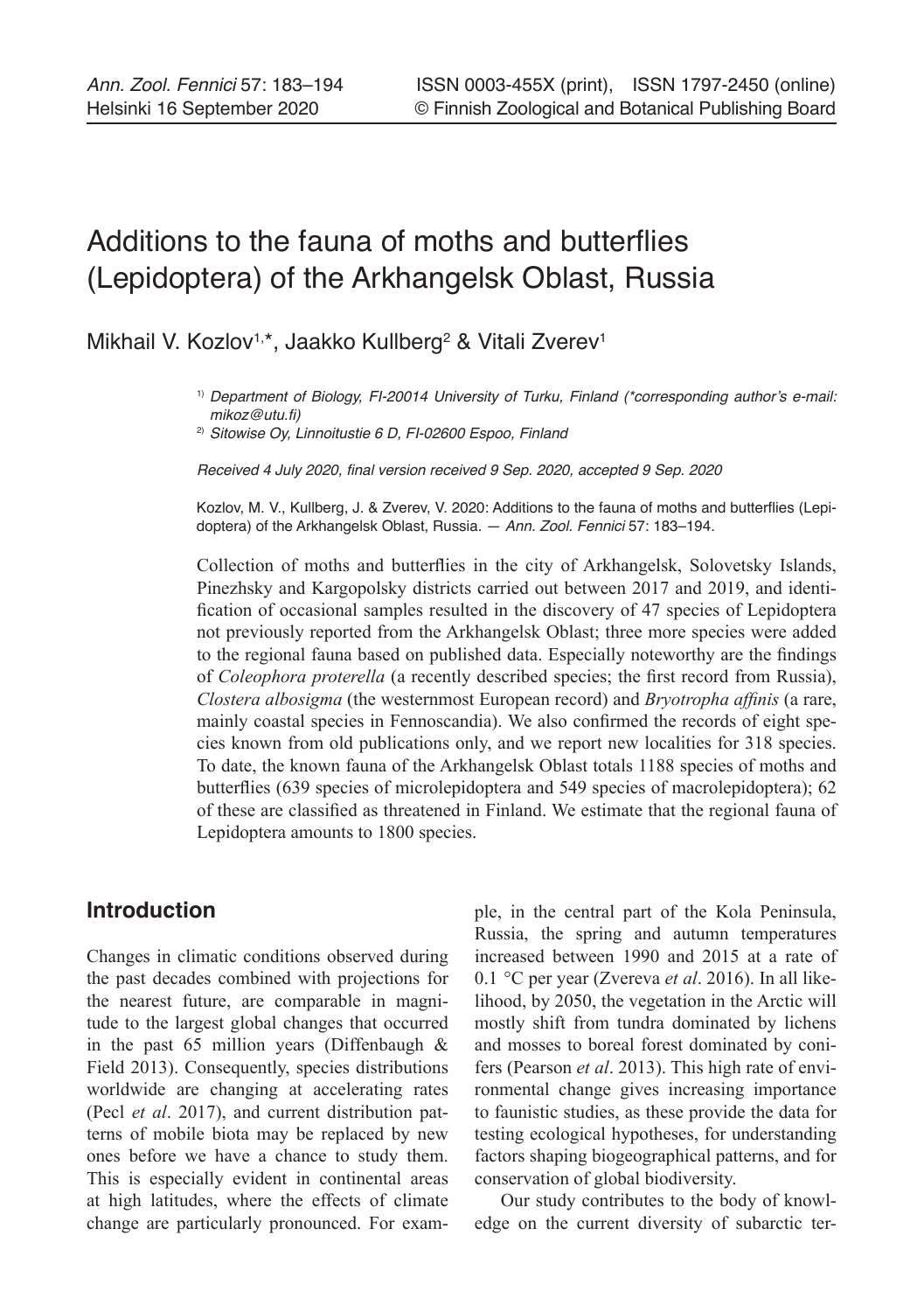# Additions to the fauna of moths and butterflies (Lepidoptera) of the Arkhangelsk Oblast, Russia

Mikhail V. Kozlov[1,*], Jaakko Kullberg[2] & Vitali Zverev[1]

[1)] *Department of Biology, FI-20014 University of Turku, Finland (*corresponding author's e-mail: mikoz@utu.fi)*

[2)] *Sitowise Oy, Linnoitustie 6 D, FI-02600 Espoo, Finland*

*Received 4 July 2020, final version received 9 Sep. 2020, accepted 9 Sep. 2020*

Kozlov, M. V., Kullberg, J. & Zverev, V. 2020: Additions to the fauna of moths and butterflies (Lepidoptera) of the Arkhangelsk Oblast, Russia. — *Ann. Zool. Fennici* 57: 183–194.

Collection of moths and butterflies in the city of Arkhangelsk, Solovetsky Islands, Pinezhsky and Kargopolsky districts carried out between 2017 and 2019, and identification of occasional samples resulted in the discovery of 47 species of Lepidoptera not previously reported from the Arkhangelsk Oblast; three more species were added to the regional fauna based on published data. Especially noteworthy are the findings of *Coleophora proterella* (a recently described species; the first record from Russia), *Clostera albosigma* (the westernmost European record) and *Bryotropha affinis* (a rare, mainly coastal species in Fennoscandia). We also confirmed the records of eight species known from old publications only, and we report new localities for 318 species. To date, the known fauna of the Arkhangelsk Oblast totals 1188 species of moths and butterflies (639 species of microlepidoptera and 549 species of macrolepidoptera); 62 of these are classified as threatened in Finland. We estimate that the regional fauna of Lepidoptera amounts to 1800 species.

## Introduction

Changes in climatic conditions observed during the past decades combined with projections for the nearest future, are comparable in magnitude to the largest global changes that occurred in the past 65 million years (Diffenbaugh & Field 2013). Consequently, species distributions worldwide are changing at accelerating rates (Pecl *et al*. 2017), and current distribution patterns of mobile biota may be replaced by new ones before we have a chance to study them. This is especially evident in continental areas at high latitudes, where the effects of climate change are particularly pronounced. For example, in the central part of the Kola Peninsula, Russia, the spring and autumn temperatures increased between 1990 and 2015 at a rate of 0.1 °C per year (Zvereva *et al*. 2016). In all likelihood, by 2050, the vegetation in the Arctic will mostly shift from tundra dominated by lichens and mosses to boreal forest dominated by conifers (Pearson *et al*. 2013). This high rate of environmental change gives increasing importance to faunistic studies, as these provide the data for testing ecological hypotheses, for understanding factors shaping biogeographical patterns, and for conservation of global biodiversity.

Our study contributes to the body of knowledge on the current diversity of subarctic ter-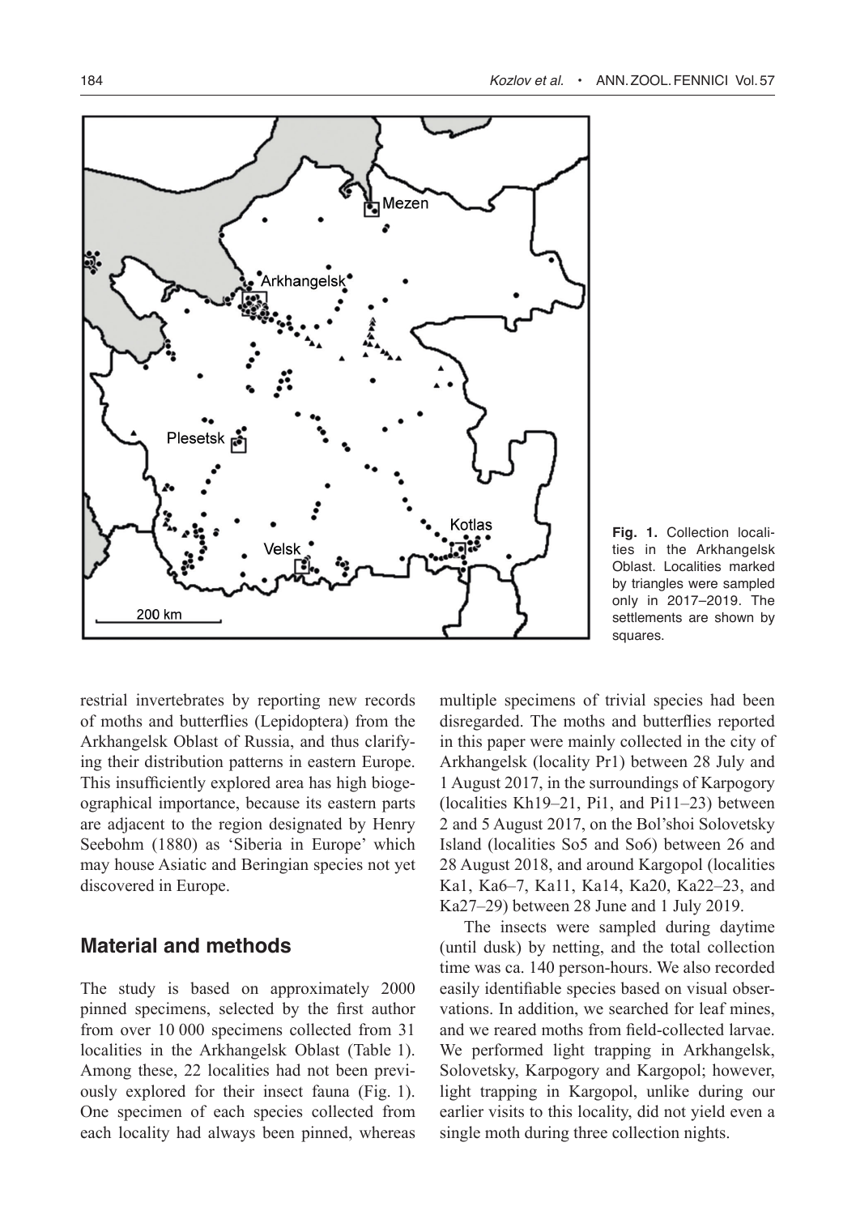Fig. 1. Collection localities in the Arkhangelsk Oblast. Localities marked by triangles were sampled only in 2017–2019. The settlements are shown by squares.

restrial invertebrates by reporting new records of moths and butterflies (Lepidoptera) from the Arkhangelsk Oblast of Russia, and thus clarifying their distribution patterns in eastern Europe. This insufficiently explored area has high biogeographical importance, because its eastern parts are adjacent to the region designated by Henry Seebohm (1880) as 'Siberia in Europe' which may house Asiatic and Beringian species not yet discovered in Europe.

## Material and methods

The study is based on approximately 2000 pinned specimens, selected by the first author from over 10 000 specimens collected from 31 localities in the Arkhangelsk Oblast (Table 1). Among these, 22 localities had not been previously explored for their insect fauna (Fig. 1). One specimen of each species collected from each locality had always been pinned, whereas multiple specimens of trivial species had been disregarded. The moths and butterflies reported in this paper were mainly collected in the city of Arkhangelsk (locality Pr1) between 28 July and 1 August 2017, in the surroundings of Karpogory (localities Kh19–21, Pi1, and Pi11–23) between 2 and 5 August 2017, on the Bol'shoi Solovetsky Island (localities So5 and So6) between 26 and 28 August 2018, and around Kargopol (localities Ka1, Ka6–7, Ka11, Ka14, Ka20, Ka22–23, and Ka27–29) between 28 June and 1 July 2019.

The insects were sampled during daytime (until dusk) by netting, and the total collection time was ca. 140 person-hours. We also recorded easily identifiable species based on visual observations. In addition, we searched for leaf mines, and we reared moths from field-collected larvae. We performed light trapping in Arkhangelsk, Solovetsky, Karpogory and Kargopol; however, light trapping in Kargopol, unlike during our earlier visits to this locality, did not yield even a single moth during three collection nights.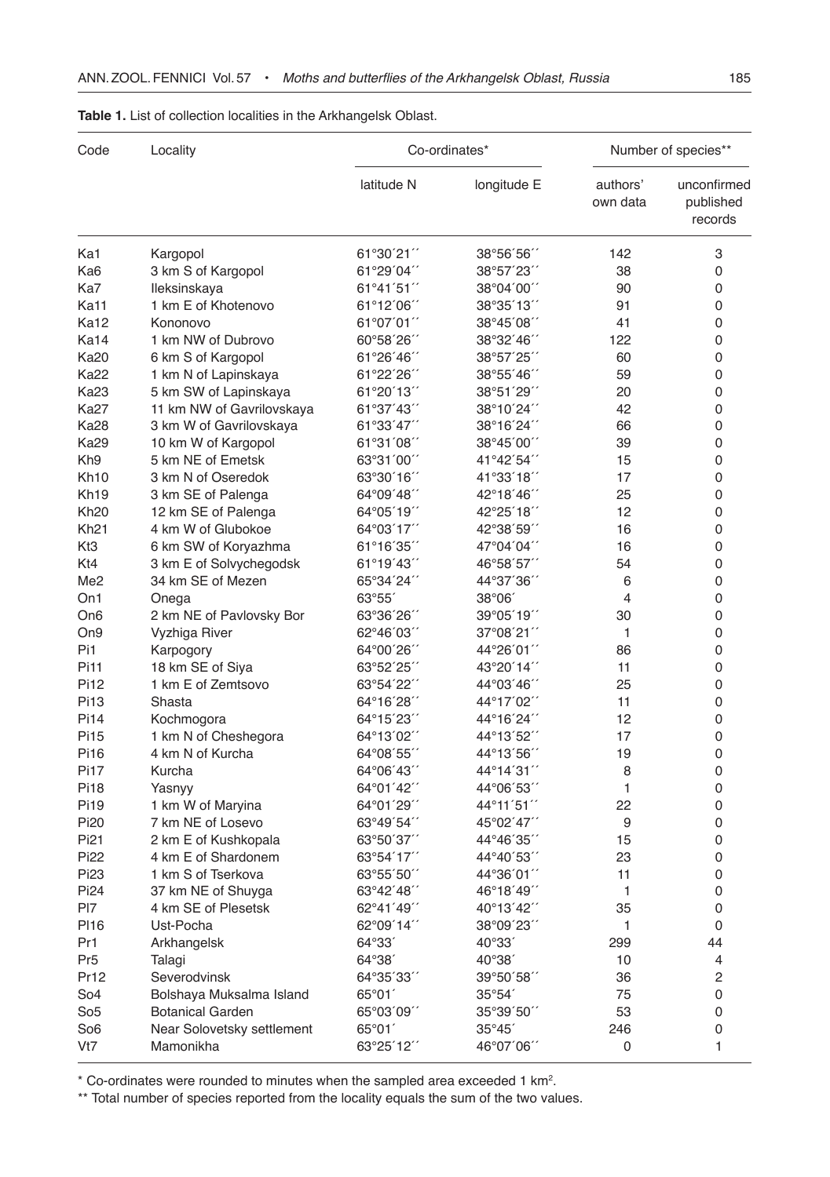**Table 1.** List of collection localities in the Arkhangelsk Oblast.

| Code | Locality | Co-ordinates* | | Number of species** | |
|---|---|---|---|---|---|
| | | latitude N | longitude E | authors' own data | unconfirmed published records |
| Ka1 | Kargopol | 61°30´21´´ | 38°56´56´´ | 142 | 3 |
| Ka6 | 3 km S of Kargopol | 61°29´04´´ | 38°57´23´´ | 38 | 0 |
| Ka7 | Ileksinskaya | 61°41´51´´ | 38°04´00´´ | 90 | 0 |
| Ka11 | 1 km E of Khotenovo | 61°12´06´´ | 38°35´13´´ | 91 | 0 |
| Ka12 | Kononovo | 61°07´01´´ | 38°45´08´´ | 41 | 0 |
| Ka14 | 1 km NW of Dubrovo | 60°58´26´´ | 38°32´46´´ | 122 | 0 |
| Ka20 | 6 km S of Kargopol | 61°26´46´´ | 38°57´25´´ | 60 | 0 |
| Ka22 | 1 km N of Lapinskaya | 61°22´26´´ | 38°55´46´´ | 59 | 0 |
| Ka23 | 5 km SW of Lapinskaya | 61°20´13´´ | 38°51´29´´ | 20 | 0 |
| Ka27 | 11 km NW of Gavrilovskaya | 61°37´43´´ | 38°10´24´´ | 42 | 0 |
| Ka28 | 3 km W of Gavrilovskaya | 61°33´47´´ | 38°16´24´´ | 66 | 0 |
| Ka29 | 10 km W of Kargopol | 61°31´08´´ | 38°45´00´´ | 39 | 0 |
| Kh9 | 5 km NE of Emetsk | 63°31´00´´ | 41°42´54´´ | 15 | 0 |
| Kh10 | 3 km N of Oseredok | 63°30´16´´ | 41°33´18´´ | 17 | 0 |
| Kh19 | 3 km SE of Palenga | 64°09´48´´ | 42°18´46´´ | 25 | 0 |
| Kh20 | 12 km SE of Palenga | 64°05´19´´ | 42°25´18´´ | 12 | 0 |
| Kh21 | 4 km W of Glubokoe | 64°03´17´´ | 42°38´59´´ | 16 | 0 |
| Kt3 | 6 km SW of Koryazhma | 61°16´35´´ | 47°04´04´´ | 16 | 0 |
| Kt4 | 3 km E of Solvychegodsk | 61°19´43´´ | 46°58´57´´ | 54 | 0 |
| Me2 | 34 km SE of Mezen | 65°34´24´´ | 44°37´36´´ | 6 | 0 |
| On1 | Onega | 63°55´ | 38°06´ | 4 | 0 |
| On6 | 2 km NE of Pavlovsky Bor | 63°36´26´´ | 39°05´19´´ | 30 | 0 |
| On9 | Vyzhiga River | 62°46´03´´ | 37°08´21´´ | 1 | 0 |
| Pi1 | Karpogory | 64°00´26´´ | 44°26´01´´ | 86 | 0 |
| Pi11 | 18 km SE of Siya | 63°52´25´´ | 43°20´14´´ | 11 | 0 |
| Pi12 | 1 km E of Zemtsovo | 63°54´22´´ | 44°03´46´´ | 25 | 0 |
| Pi13 | Shasta | 64°16´28´´ | 44°17´02´´ | 11 | 0 |
| Pi14 | Kochmogora | 64°15´23´´ | 44°16´24´´ | 12 | 0 |
| Pi15 | 1 km N of Cheshegora | 64°13´02´´ | 44°13´52´´ | 17 | 0 |
| Pi16 | 4 km N of Kurcha | 64°08´55´´ | 44°13´56´´ | 19 | 0 |
| Pi17 | Kurcha | 64°06´43´´ | 44°14´31´´ | 8 | 0 |
| Pi18 | Yasnyy | 64°01´42´´ | 44°06´53´´ | 1 | 0 |
| Pi19 | 1 km W of Maryina | 64°01´29´´ | 44°11´51´´ | 22 | 0 |
| Pi20 | 7 km NE of Losevo | 63°49´54´´ | 45°02´47´´ | 9 | 0 |
| Pi21 | 2 km E of Kushkopala | 63°50´37´´ | 44°46´35´´ | 15 | 0 |
| Pi22 | 4 km E of Shardonem | 63°54´17´´ | 44°40´53´´ | 23 | 0 |
| Pi23 | 1 km S of Tserkova | 63°55´50´´ | 44°36´01´´ | 11 | 0 |
| Pi24 | 37 km NE of Shuyga | 63°42´48´´ | 46°18´49´´ | 1 | 0 |
| Pl7 | 4 km SE of Plesetsk | 62°41´49´´ | 40°13´42´´ | 35 | 0 |
| Pl16 | Ust-Pocha | 62°09´14´´ | 38°09´23´´ | 1 | 0 |
| Pr1 | Arkhangelsk | 64°33´ | 40°33´ | 299 | 44 |
| Pr5 | Talagi | 64°38´ | 40°38´ | 10 | 4 |
| Pr12 | Severodvinsk | 64°35´33´´ | 39°50´58´´ | 36 | 2 |
| So4 | Bolshaya Muksalma Island | 65°01´ | 35°54´ | 75 | 0 |
| So5 | Botanical Garden | 65°03´09´´ | 35°39´50´´ | 53 | 0 |
| So6 | Near Solovetsky settlement | 65°01´ | 35°45´ | 246 | 0 |
| Vt7 | Mamonikha | 63°25´12´´ | 46°07´06´´ | 0 | 1 |

\* Co-ordinates were rounded to minutes when the sampled area exceeded 1 km$^2$.

\*\* Total number of species reported from the locality equals the sum of the two values.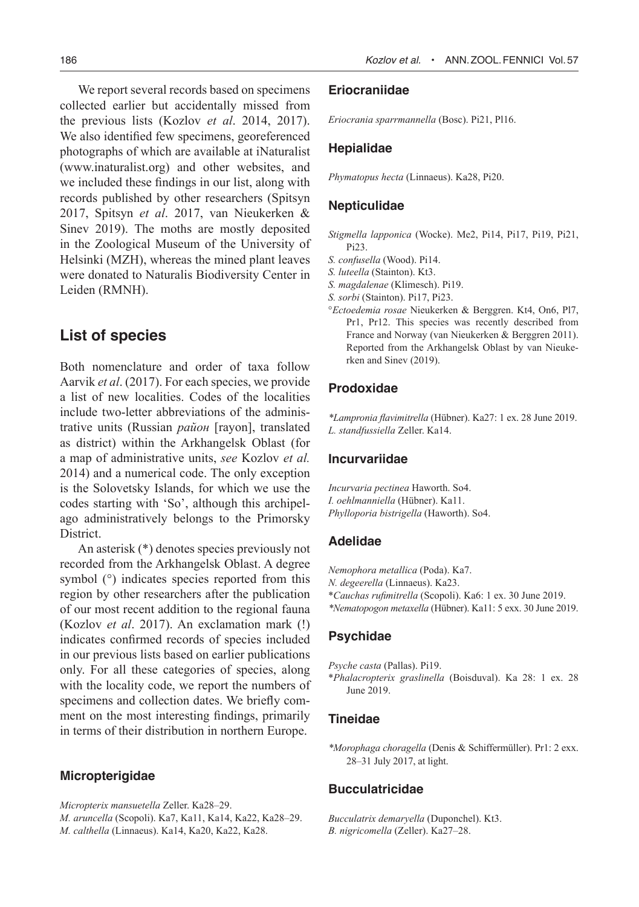We report several records based on specimens collected earlier but accidentally missed from the previous lists (Kozlov *et al*. 2014, 2017). We also identified few specimens, georeferenced photographs of which are available at iNaturalist (www.inaturalist.org) and other websites, and we included these findings in our list, along with records published by other researchers (Spitsyn 2017, Spitsyn *et al*. 2017, van Nieukerken & Sinev 2019). The moths are mostly deposited in the Zoological Museum of the University of Helsinki (MZH), whereas the mined plant leaves were donated to Naturalis Biodiversity Center in Leiden (RMNH).

## List of species

Both nomenclature and order of taxa follow Aarvik *et al*. (2017). For each species, we provide a list of new localities. Codes of the localities include two-letter abbreviations of the administrative units (Russian *район* [rayon], translated as district) within the Arkhangelsk Oblast (for a map of administrative units, *see* Kozlov *et al.* 2014) and a numerical code. The only exception is the Solovetsky Islands, for which we use the codes starting with 'So', although this archipelago administratively belongs to the Primorsky District.

An asterisk (*) denotes species previously not recorded from the Arkhangelsk Oblast. A degree symbol (°) indicates species reported from this region by other researchers after the publication of our most recent addition to the regional fauna (Kozlov *et al*. 2017). An exclamation mark (!) indicates confirmed records of species included in our previous lists based on earlier publications only. For all these categories of species, along with the locality code, we report the numbers of specimens and collection dates. We briefly comment on the most interesting findings, primarily in terms of their distribution in northern Europe.

### Micropterigidae

*Micropterix mansuetella* Zeller. Ka28–29.
*M. aruncella* (Scopoli). Ka7, Ka11, Ka14, Ka22, Ka28–29.
*M. calthella* (Linnaeus). Ka14, Ka20, Ka22, Ka28.

### Eriocraniidae

*Eriocrania sparrmannella* (Bosc). Pi21, Pl16.

### Hepialidae

*Phymatopus hecta* (Linnaeus). Ka28, Pi20.

### Nepticulidae

*Stigmella lapponica* (Wocke). Me2, Pi14, Pi17, Pi19, Pi21, Pi23.
*S. confusella* (Wood). Pi14.
*S. luteella* (Stainton). Kt3.
*S. magdalenae* (Klimesch). Pi19.
*S. sorbi* (Stainton). Pi17, Pi23.
°*Ectoedemia rosae* Nieukerken & Berggren. Kt4, On6, Pl7, Pr1, Pr12. This species was recently described from France and Norway (van Nieukerken & Berggren 2011). Reported from the Arkhangelsk Oblast by van Nieukerken and Sinev (2019).

### Prodoxidae

*\*Lampronia flavimitrella* (Hübner). Ka27: 1 ex. 28 June 2019.
*L. standfussiella* Zeller. Ka14.

### Incurvariidae

*Incurvaria pectinea* Haworth. So4.
*I. oehlmanniella* (Hübner). Ka11.
*Phylloporia bistrigella* (Haworth). So4.

### Adelidae

*Nemophora metallica* (Poda). Ka7.
*N. degeerella* (Linnaeus). Ka23.
\**Cauchas rufimitrella* (Scopoli). Ka6: 1 ex. 30 June 2019.
*\*Nematopogon metaxella* (Hübner). Ka11: 5 exx. 30 June 2019.

### Psychidae

*Psyche casta* (Pallas). Pi19.
\**Phalacropterix graslinella* (Boisduval). Ka 28: 1 ex. 28 June 2019.

### Tineidae

*\*Morophaga choragella* (Denis & Schiffermüller). Pr1: 2 exx. 28–31 July 2017, at light.

### Bucculatricidae

*Bucculatrix demaryella* (Duponchel). Kt3.
*B. nigricomella* (Zeller). Ka27–28.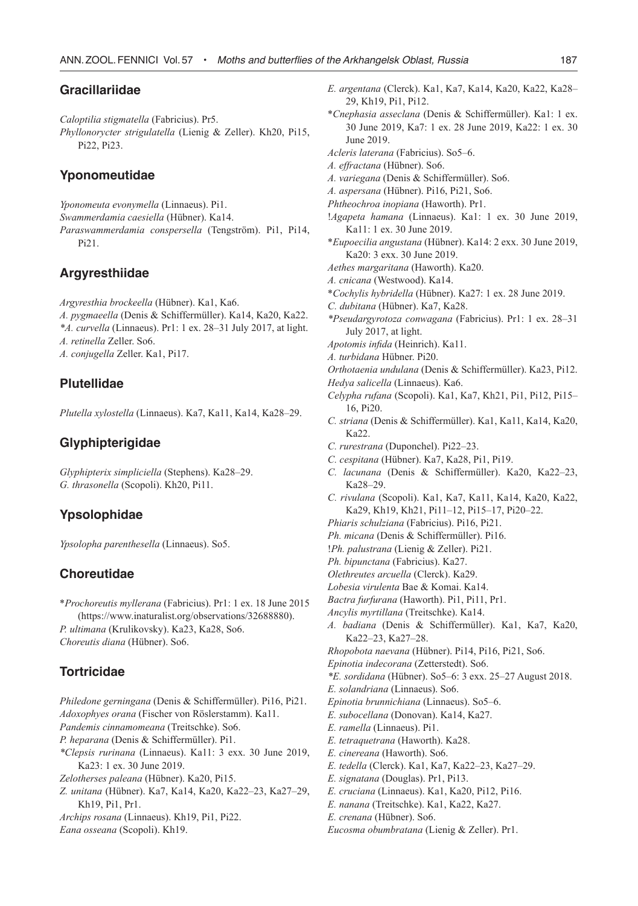## Gracillariidae

*Caloptilia stigmatella* (Fabricius). Pr5.
*Phyllonorycter strigulatella* (Lienig & Zeller). Kh20, Pi15, Pi22, Pi23.

## Yponomeutidae

*Yponomeuta evonymella* (Linnaeus). Pi1.
*Swammerdamia caesiella* (Hübner). Ka14.
*Paraswammerdamia conspersella* (Tengström). Pi1, Pi14, Pi21.

## Argyresthiidae

*Argyresthia brockeella* (Hübner). Ka1, Ka6.
*A. pygmaeella* (Denis & Schiffermüller). Ka14, Ka20, Ka22.
**A. curvella* (Linnaeus). Pr1: 1 ex. 28–31 July 2017, at light.
*A. retinella* Zeller. So6.
*A. conjugella* Zeller. Ka1, Pi17.

## Plutellidae

*Plutella xylostella* (Linnaeus). Ka7, Ka11, Ka14, Ka28–29.

## Glyphipterigidae

*Glyphipterix simpliciella* (Stephens). Ka28–29.
*G. thrasonella* (Scopoli). Kh20, Pi11.

## Ypsolophidae

*Ypsolopha parenthesella* (Linnaeus). So5.

## Choreutidae

**Prochoreutis myllerana* (Fabricius). Pr1: 1 ex. 18 June 2015 (https://www.inaturalist.org/observations/32688880).
*P. ultimana* (Krulikovsky). Ka23, Ka28, So6.
*Choreutis diana* (Hübner). So6.

## Tortricidae

*Philedone gerningana* (Denis & Schiffermüller). Pi16, Pi21.
*Adoxophyes orana* (Fischer von Röslerstamm). Ka11.
*Pandemis cinnamomeana* (Treitschke). So6.
*P. heparana* (Denis & Schiffermüller). Pi1.
**Clepsis rurinana* (Linnaeus). Ka11: 3 exx. 30 June 2019, Ka23: 1 ex. 30 June 2019.
*Zelotherses paleana* (Hübner). Ka20, Pi15.
*Z. unitana* (Hübner). Ka7, Ka14, Ka20, Ka22–23, Ka27–29, Kh19, Pi1, Pr1.
*Archips rosana* (Linnaeus). Kh19, Pi1, Pi22.
*Eana osseana* (Scopoli). Kh19.
*E. argentana* (Clerck). Ka1, Ka7, Ka14, Ka20, Ka22, Ka28–29, Kh19, Pi1, Pi12.
**Cnephasia asseclana* (Denis & Schiffermüller). Ka1: 1 ex. 30 June 2019, Ka7: 1 ex. 28 June 2019, Ka22: 1 ex. 30 June 2019.
*Acleris laterana* (Fabricius). So5–6.
*A. effractana* (Hübner). So6.
*A. variegana* (Denis & Schiffermüller). So6.
*A. aspersana* (Hübner). Pi16, Pi21, So6.
*Phtheochroa inopiana* (Haworth). Pr1.
!*Agapeta hamana* (Linnaeus). Ka1: 1 ex. 30 June 2019, Ka11: 1 ex. 30 June 2019.
**Eupoecilia angustana* (Hübner). Ka14: 2 exx. 30 June 2019, Ka20: 3 exx. 30 June 2019.
*Aethes margaritana* (Haworth). Ka20.
*A. cnicana* (Westwood). Ka14.
**Cochylis hybridella* (Hübner). Ka27: 1 ex. 28 June 2019.
*C. dubitana* (Hübner). Ka7, Ka28.
**Pseudargyrotoza conwagana* (Fabricius). Pr1: 1 ex. 28–31 July 2017, at light.
*Apotomis infida* (Heinrich). Ka11.
*A. turbidana* Hübner. Pi20.
*Orthotaenia undulana* (Denis & Schiffermüller). Ka23, Pi12.
*Hedya salicella* (Linnaeus). Ka6.
*Celypha rufana* (Scopoli). Ka1, Ka7, Kh21, Pi1, Pi12, Pi15–16, Pi20.
*C. striana* (Denis & Schiffermüller). Ka1, Ka11, Ka14, Ka20, Ka22.
*C. rurestrana* (Duponchel). Pi22–23.
*C. cespitana* (Hübner). Ka7, Ka28, Pi1, Pi19.
*C. lacunana* (Denis & Schiffermüller). Ka20, Ka22–23, Ka28–29.
*C. rivulana* (Scopoli). Ka1, Ka7, Ka11, Ka14, Ka20, Ka22, Ka29, Kh19, Kh21, Pi11–12, Pi15–17, Pi20–22.
*Phiaris schulziana* (Fabricius). Pi16, Pi21.
*Ph. micana* (Denis & Schiffermüller). Pi16.
!*Ph. palustrana* (Lienig & Zeller). Pi21.
*Ph. bipunctana* (Fabricius). Ka27.
*Olethreutes arcuella* (Clerck). Ka29.
*Lobesia virulenta* Bae & Komai. Ka14.
*Bactra furfurana* (Haworth). Pi1, Pi11, Pr1.
*Ancylis myrtillana* (Treitschke). Ka14.
*A. badiana* (Denis & Schiffermüller). Ka1, Ka7, Ka20, Ka22–23, Ka27–28.
*Rhopobota naevana* (Hübner). Pi14, Pi16, Pi21, So6.
*Epinotia indecorana* (Zetterstedt). So6.
**E. sordidana* (Hübner). So5–6: 3 exx. 25–27 August 2018.
*E. solandriana* (Linnaeus). So6.
*Epinotia brunnichiana* (Linnaeus). So5–6.
*E. subocellana* (Donovan). Ka14, Ka27.
*E. ramella* (Linnaeus). Pi1.
*E. tetraquetrana* (Haworth). Ka28.
*E. cinereana* (Haworth). So6.
*E. tedella* (Clerck). Ka1, Ka7, Ka22–23, Ka27–29.
*E. signatana* (Douglas). Pr1, Pi13.
*E. cruciana* (Linnaeus). Ka1, Ka20, Pi12, Pi16.
*E. nanana* (Treitschke). Ka1, Ka22, Ka27.
*E. crenana* (Hübner). So6.
*Eucosma obumbratana* (Lienig & Zeller). Pr1.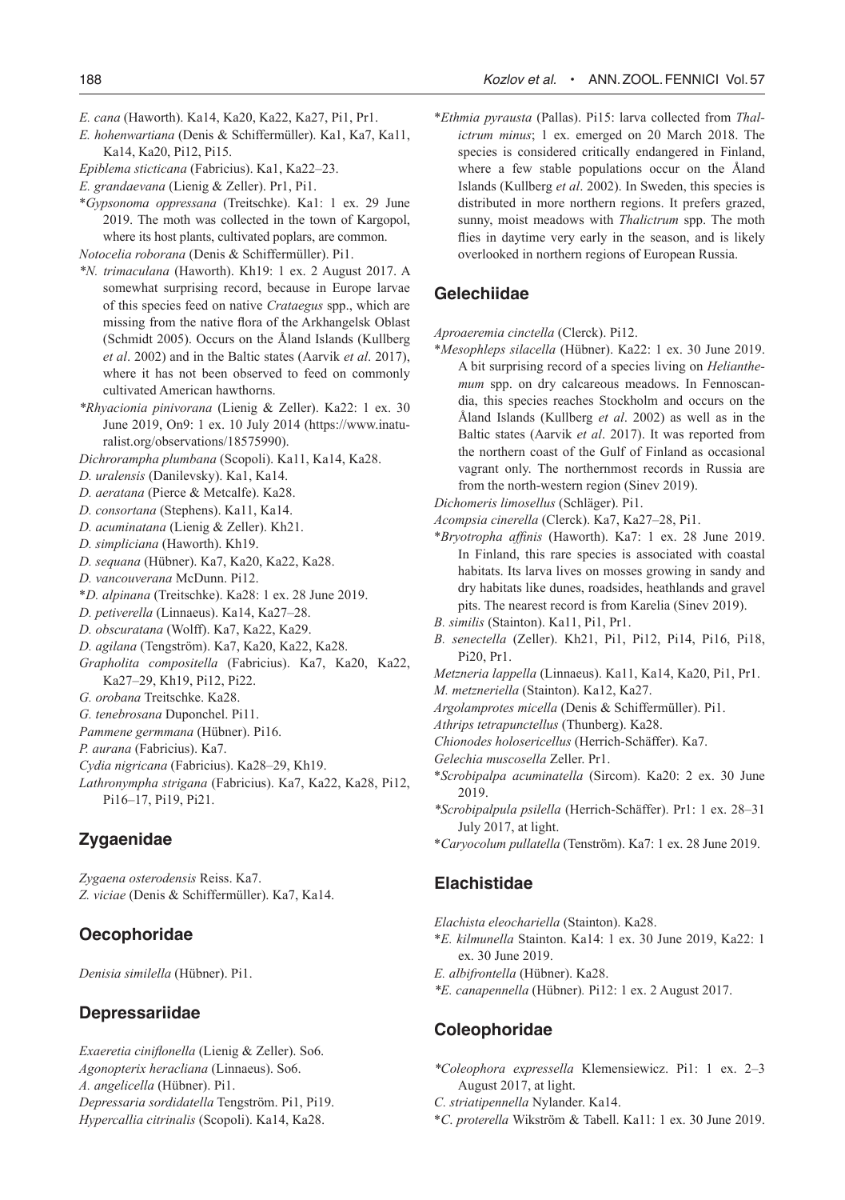*E. cana* (Haworth). Ka14, Ka20, Ka22, Ka27, Pi1, Pr1.

*E. hohenwartiana* (Denis & Schiffermüller). Ka1, Ka7, Ka11, Ka14, Ka20, Pi12, Pi15.

*Epiblema sticticana* (Fabricius). Ka1, Ka22–23.

*E. grandaevana* (Lienig & Zeller). Pr1, Pi1.

**Gypsonoma oppressana* (Treitschke). Ka1: 1 ex. 29 June 2019. The moth was collected in the town of Kargopol, where its host plants, cultivated poplars, are common.

*Notocelia roborana* (Denis & Schiffermüller). Pi1.

**N. trimaculana* (Haworth). Kh19: 1 ex. 2 August 2017. A somewhat surprising record, because in Europe larvae of this species feed on native *Crataegus* spp., which are missing from the native flora of the Arkhangelsk Oblast (Schmidt 2005). Occurs on the Åland Islands (Kullberg *et al*. 2002) and in the Baltic states (Aarvik *et al*. 2017), where it has not been observed to feed on commonly cultivated American hawthorns.

**Rhyacionia pinivorana* (Lienig & Zeller). Ka22: 1 ex. 30 June 2019, On9: 1 ex. 10 July 2014 (https://www.inaturalist.org/observations/18575990).

*Dichrorampha plumbana* (Scopoli). Ka11, Ka14, Ka28.

*D. uralensis* (Danilevsky). Ka1, Ka14.

*D. aeratana* (Pierce & Metcalfe). Ka28.

*D. consortana* (Stephens). Ka11, Ka14.

*D. acuminatana* (Lienig & Zeller). Kh21.

*D. simpliciana* (Haworth). Kh19.

*D. sequana* (Hübner). Ka7, Ka20, Ka22, Ka28.

*D. vancouverana* McDunn. Pi12.

**D. alpinana* (Treitschke). Ka28: 1 ex. 28 June 2019.

*D. petiverella* (Linnaeus). Ka14, Ka27–28.

*D. obscuratana* (Wolff). Ka7, Ka22, Ka29.

*D. agilana* (Tengström). Ka7, Ka20, Ka22, Ka28.

*Grapholita compositella* (Fabricius). Ka7, Ka20, Ka22, Ka27–29, Kh19, Pi12, Pi22.

*G. orobana* Treitschke. Ka28.

*G. tenebrosana* Duponchel. Pi11.

*Pammene germmana* (Hübner). Pi16.

*P. aurana* (Fabricius). Ka7.

*Cydia nigricana* (Fabricius). Ka28–29, Kh19.

*Lathronympha strigana* (Fabricius). Ka7, Ka22, Ka28, Pi12, Pi16–17, Pi19, Pi21.

## Zygaenidae

*Zygaena osterodensis* Reiss. Ka7.

*Z. viciae* (Denis & Schiffermüller). Ka7, Ka14.

## Oecophoridae

*Denisia similella* (Hübner). Pi1.

## Depressariidae

*Exaeretia ciniflonella* (Lienig & Zeller). So6.

*Agonopterix heracliana* (Linnaeus). So6.

*A. angelicella* (Hübner). Pi1.

*Depressaria sordidatella* Tengström. Pi1, Pi19.

*Hypercallia citrinalis* (Scopoli). Ka14, Ka28.

**Ethmia pyrausta* (Pallas). Pi15: larva collected from *Thalictrum minus*; 1 ex. emerged on 20 March 2018. The species is considered critically endangered in Finland, where a few stable populations occur on the Åland Islands (Kullberg *et al*. 2002). In Sweden, this species is distributed in more northern regions. It prefers grazed, sunny, moist meadows with *Thalictrum* spp. The moth flies in daytime very early in the season, and is likely overlooked in northern regions of European Russia.

## Gelechiidae

*Aproaeremia cinctella* (Clerck). Pi12.

**Mesophleps silacella* (Hübner). Ka22: 1 ex. 30 June 2019. A bit surprising record of a species living on *Helianthemum* spp. on dry calcareous meadows. In Fennoscandia, this species reaches Stockholm and occurs on the Åland Islands (Kullberg *et al*. 2002) as well as in the Baltic states (Aarvik *et al*. 2017). It was reported from the northern coast of the Gulf of Finland as occasional vagrant only. The northernmost records in Russia are from the north-western region (Sinev 2019).

*Dichomeris limosellus* (Schläger). Pi1.

*Acompsia cinerella* (Clerck). Ka7, Ka27–28, Pi1.

**Bryotropha affinis* (Haworth). Ka7: 1 ex. 28 June 2019. In Finland, this rare species is associated with coastal habitats. Its larva lives on mosses growing in sandy and dry habitats like dunes, roadsides, heathlands and gravel pits. The nearest record is from Karelia (Sinev 2019).

*B. similis* (Stainton). Ka11, Pi1, Pr1.

*B. senectella* (Zeller). Kh21, Pi1, Pi12, Pi14, Pi16, Pi18, Pi20, Pr1.

*Metzneria lappella* (Linnaeus). Ka11, Ka14, Ka20, Pi1, Pr1.

*M. metzneriella* (Stainton). Ka12, Ka27.

*Argolamprotes micella* (Denis & Schiffermüller). Pi1.

*Athrips tetrapunctellus* (Thunberg). Ka28.

*Chionodes holosericellus* (Herrich-Schäffer). Ka7.

*Gelechia muscosella* Zeller. Pr1.

**Scrobipalpa acuminatella* (Sircom). Ka20: 2 ex. 30 June 2019.

**Scrobipalpula psilella* (Herrich-Schäffer). Pr1: 1 ex. 28–31 July 2017, at light.

**Caryocolum pullatella* (Tenström). Ka7: 1 ex. 28 June 2019.

## Elachistidae

*Elachista eleochariella* (Stainton). Ka28.

**E. kilmunella* Stainton. Ka14: 1 ex. 30 June 2019, Ka22: 1 ex. 30 June 2019.

*E. albifrontella* (Hübner). Ka28.

**E. canapennella* (Hübner). Pi12: 1 ex. 2 August 2017.

## Coleophoridae

**Coleophora expressella* Klemensiewicz. Pi1: 1 ex. 2–3 August 2017, at light.

*C. striatipennella* Nylander. Ka14.

**C. proterella* Wikström & Tabell. Ka11: 1 ex. 30 June 2019.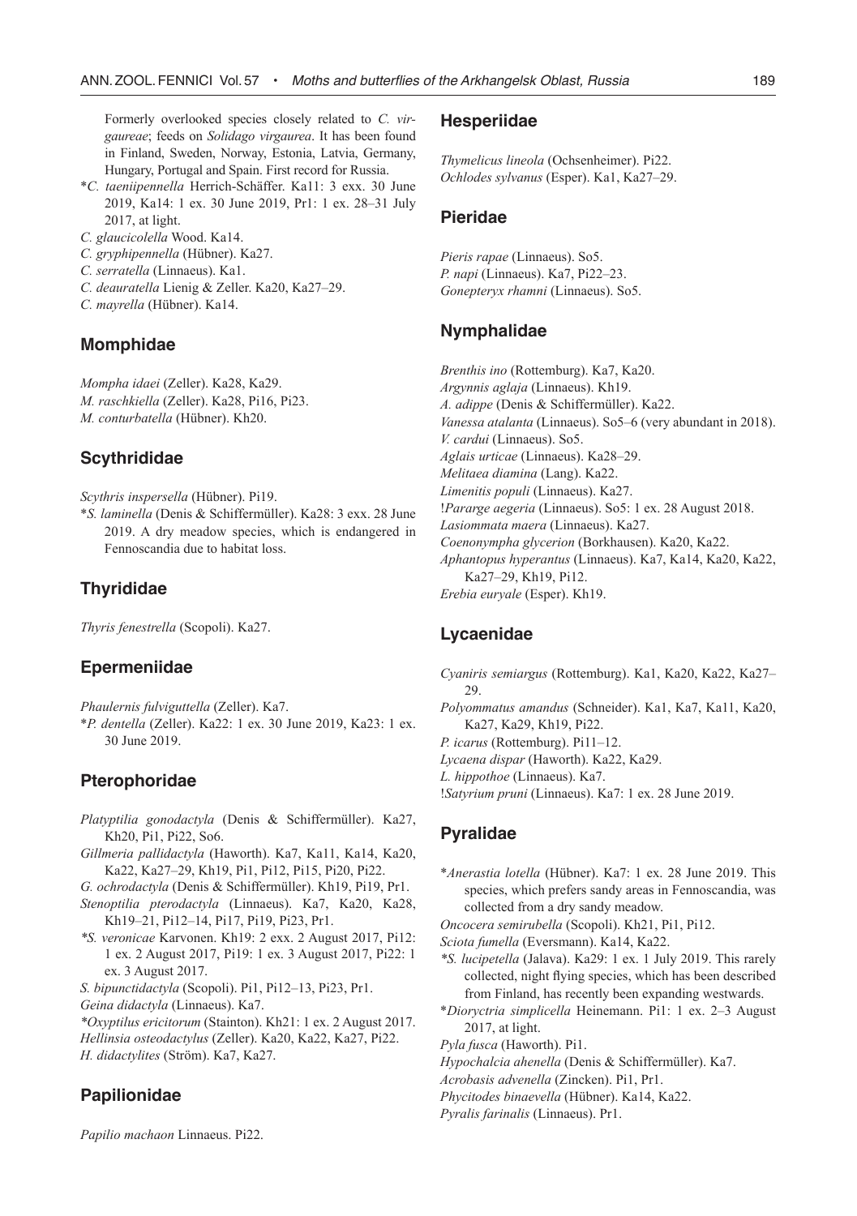Formerly overlooked species closely related to *C. virgaureae*; feeds on *Solidago virgaurea*. It has been found in Finland, Sweden, Norway, Estonia, Latvia, Germany, Hungary, Portugal and Spain. First record for Russia.

*\*C. taeniipennella* Herrich-Schäffer. Ka11: 3 exx. 30 June 2019, Ka14: 1 ex. 30 June 2019, Pr1: 1 ex. 28–31 July 2017, at light.

*C. glaucicolella* Wood. Ka14.

*C. gryphipennella* (Hübner). Ka27.

*C. serratella* (Linnaeus). Ka1.

*C. deauratella* Lienig & Zeller. Ka20, Ka27–29.

*C. mayrella* (Hübner). Ka14.

## Momphidae

*Mompha idaei* (Zeller). Ka28, Ka29.

*M. raschkiella* (Zeller). Ka28, Pi16, Pi23.

*M. conturbatella* (Hübner). Kh20.

## Scythrididae

*Scythris inspersella* (Hübner). Pi19.

*\*S. laminella* (Denis & Schiffermüller). Ka28: 3 exx. 28 June 2019. A dry meadow species, which is endangered in Fennoscandia due to habitat loss.

## Thyrididae

*Thyris fenestrella* (Scopoli). Ka27.

## Epermeniidae

*Phaulernis fulviguttella* (Zeller). Ka7.

*\*P. dentella* (Zeller). Ka22: 1 ex. 30 June 2019, Ka23: 1 ex. 30 June 2019.

## Pterophoridae

*Platyptilia gonodactyla* (Denis & Schiffermüller). Ka27, Kh20, Pi1, Pi22, So6.

*Gillmeria pallidactyla* (Haworth). Ka7, Ka11, Ka14, Ka20, Ka22, Ka27–29, Kh19, Pi1, Pi12, Pi15, Pi20, Pi22.

*G. ochrodactyla* (Denis & Schiffermüller). Kh19, Pi19, Pr1.

*Stenoptilia pterodactyla* (Linnaeus). Ka7, Ka20, Ka28, Kh19–21, Pi12–14, Pi17, Pi19, Pi23, Pr1.

*\*S. veronicae* Karvonen. Kh19: 2 exx. 2 August 2017, Pi12: 1 ex. 2 August 2017, Pi19: 1 ex. 3 August 2017, Pi22: 1 ex. 3 August 2017.

*S. bipunctidactyla* (Scopoli). Pi1, Pi12–13, Pi23, Pr1.

*Geina didactyla* (Linnaeus). Ka7.

*\*Oxyptilus ericitorum* (Stainton). Kh21: 1 ex. 2 August 2017.

*Hellinsia osteodactylus* (Zeller). Ka20, Ka22, Ka27, Pi22.

*H. didactylites* (Ström). Ka7, Ka27.

## Papilionidae

*Papilio machaon* Linnaeus. Pi22.

## Hesperiidae

*Thymelicus lineola* (Ochsenheimer). Pi22.

*Ochlodes sylvanus* (Esper). Ka1, Ka27–29.

## Pieridae

*Pieris rapae* (Linnaeus). So5.

*P. napi* (Linnaeus). Ka7, Pi22–23.

*Gonepteryx rhamni* (Linnaeus). So5.

## Nymphalidae

*Brenthis ino* (Rottemburg). Ka7, Ka20.

*Argynnis aglaja* (Linnaeus). Kh19.

*A. adippe* (Denis & Schiffermüller). Ka22.

*Vanessa atalanta* (Linnaeus). So5–6 (very abundant in 2018).

*V. cardui* (Linnaeus). So5.

*Aglais urticae* (Linnaeus). Ka28–29.

*Melitaea diamina* (Lang). Ka22.

*Limenitis populi* (Linnaeus). Ka27.

!*Pararge aegeria* (Linnaeus). So5: 1 ex. 28 August 2018.

*Lasiommata maera* (Linnaeus). Ka27.

*Coenonympha glycerion* (Borkhausen). Ka20, Ka22.

*Aphantopus hyperantus* (Linnaeus). Ka7, Ka14, Ka20, Ka22, Ka27–29, Kh19, Pi12.

*Erebia euryale* (Esper). Kh19.

## Lycaenidae

*Cyaniris semiargus* (Rottemburg). Ka1, Ka20, Ka22, Ka27–29.

*Polyommatus amandus* (Schneider). Ka1, Ka7, Ka11, Ka20, Ka27, Ka29, Kh19, Pi22.

*P. icarus* (Rottemburg). Pi11–12.

*Lycaena dispar* (Haworth). Ka22, Ka29.

*L. hippothoe* (Linnaeus). Ka7.

!*Satyrium pruni* (Linnaeus). Ka7: 1 ex. 28 June 2019.

## Pyralidae

*\*Anerastia lotella* (Hübner). Ka7: 1 ex. 28 June 2019. This species, which prefers sandy areas in Fennoscandia, was collected from a dry sandy meadow.

*Oncocera semirubella* (Scopoli). Kh21, Pi1, Pi12.

*Sciota fumella* (Eversmann). Ka14, Ka22.

*\*S. lucipetella* (Jalava). Ka29: 1 ex. 1 July 2019. This rarely collected, night flying species, which has been described from Finland, has recently been expanding westwards.

*\*Dioryctria simplicella* Heinemann. Pi1: 1 ex. 2–3 August 2017, at light.

*Pyla fusca* (Haworth). Pi1.

*Hypochalcia ahenella* (Denis & Schiffermüller). Ka7.

*Acrobasis advenella* (Zincken). Pi1, Pr1.

*Phycitodes binaevella* (Hübner). Ka14, Ka22.

*Pyralis farinalis* (Linnaeus). Pr1.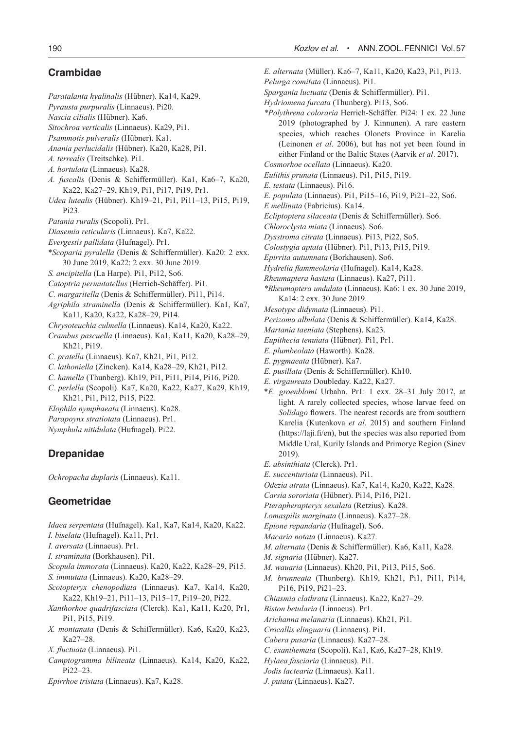## Crambidae

*Paratalanta hyalinalis* (Hübner). Ka14, Ka29.
*Pyrausta purpuralis* (Linnaeus). Pi20.
*Nascia cilialis* (Hübner). Ka6.
*Sitochroa verticalis* (Linnaeus). Ka29, Pi1.
*Psammotis pulveralis* (Hübner). Ka1.
*Anania perlucidalis* (Hübner). Ka20, Ka28, Pi1.
*A. terrealis* (Treitschke). Pi1.
*A. hortulata* (Linnaeus). Ka28.
*A. fuscalis* (Denis & Schiffermüller). Ka1, Ka6–7, Ka20, Ka22, Ka27–29, Kh19, Pi1, Pi17, Pi19, Pr1.
*Udea lutealis* (Hübner). Kh19–21, Pi1, Pi11–13, Pi15, Pi19, Pi23.
*Patania ruralis* (Scopoli). Pr1.
*Diasemia reticularis* (Linnaeus). Ka7, Ka22.
*Evergestis pallidata* (Hufnagel). Pr1.
\**Scoparia pyralella* (Denis & Schiffermüller). Ka20: 2 exx. 30 June 2019, Ka22: 2 exx. 30 June 2019.
*S. ancipitella* (La Harpe). Pi1, Pi12, So6.
*Catoptria permutatellus* (Herrich-Schäffer). Pi1.
*C. margaritella* (Denis & Schiffermüller). Pi11, Pi14.
*Agriphila straminella* (Denis & Schiffermüller). Ka1, Ka7, Ka11, Ka20, Ka22, Ka28–29, Pi14.
*Chrysoteuchia culmella* (Linnaeus). Ka14, Ka20, Ka22.
*Crambus pascuella* (Linnaeus). Ka1, Ka11, Ka20, Ka28–29, Kh21, Pi19.
*C. pratella* (Linnaeus). Ka7, Kh21, Pi1, Pi12.
*C. lathoniella* (Zincken). Ka14, Ka28–29, Kh21, Pi12.
*C. hamella* (Thunberg). Kh19, Pi1, Pi11, Pi14, Pi16, Pi20.
*C. perlella* (Scopoli). Ka7, Ka20, Ka22, Ka27, Ka29, Kh19, Kh21, Pi1, Pi12, Pi15, Pi22.
*Elophila nymphaeata* (Linnaeus). Ka28.
*Parapoynx stratiotata* (Linnaeus). Pr1.
*Nymphula nitidulata* (Hufnagel). Pi22.

## Drepanidae

*Ochropacha duplaris* (Linnaeus). Ka11.

## Geometridae

*Idaea serpentata* (Hufnagel). Ka1, Ka7, Ka14, Ka20, Ka22.
*I. biselata* (Hufnagel). Ka11, Pr1.
*I. aversata* (Linnaeus). Pr1.
*I. straminata* (Borkhausen). Pi1.
*Scopula immorata* (Linnaeus). Ka20, Ka22, Ka28–29, Pi15.
*S. immutata* (Linnaeus). Ka20, Ka28–29.
*Scotopteryx chenopodiata* (Linnaeus). Ka7, Ka14, Ka20, Ka22, Kh19–21, Pi11–13, Pi15–17, Pi19–20, Pi22.
*Xanthorhoe quadrifasciata* (Clerck). Ka1, Ka11, Ka20, Pr1, Pi1, Pi15, Pi19.
*X. montanata* (Denis & Schiffermüller). Ka6, Ka20, Ka23, Ka27–28.
*X. fluctuata* (Linnaeus). Pi1.
*Camptogramma bilineata* (Linnaeus). Ka14, Ka20, Ka22, Pi22–23.
*Epirrhoe tristata* (Linnaeus). Ka7, Ka28.
*E. alternata* (Müller). Ka6–7, Ka11, Ka20, Ka23, Pi1, Pi13.
*Pelurga comitata* (Linnaeus). Pi1.
*Spargania luctuata* (Denis & Schiffermüller). Pi1.
*Hydriomena furcata* (Thunberg). Pi13, So6.
\**Polythrena coloraria* Herrich-Schäffer. Pi24: 1 ex. 22 June 2019 (photographed by J. Kinnunen). A rare eastern species, which reaches Olonets Province in Karelia (Leinonen *et al*. 2006), but has not yet been found in either Finland or the Baltic States (Aarvik *et al*. 2017).
*Cosmorhoe ocellata* (Linnaeus). Ka20.
*Eulithis prunata* (Linnaeus). Pi1, Pi15, Pi19.
*E. testata* (Linnaeus). Pi16.
*E. populata* (Linnaeus). Pi1, Pi15–16, Pi19, Pi21–22, So6.
*E mellinata* (Fabricius). Ka14.
*Ecliptoptera silaceata* (Denis & Schiffermüller). So6.
*Chloroclysta miata* (Linnaeus). So6.
*Dysstroma citrata* (Linnaeus). Pi13, Pi22, So5.
*Colostygia aptata* (Hübner). Pi1, Pi13, Pi15, Pi19.
*Epirrita autumnata* (Borkhausen). So6.
*Hydrelia flammeolaria* (Hufnagel). Ka14, Ka28.
*Rheumaptera hastata* (Linnaeus). Ka27, Pi11.
\**Rheumaptera undulata* (Linnaeus). Ka6: 1 ex. 30 June 2019, Ka14: 2 exx. 30 June 2019.
*Mesotype didymata* (Linnaeus). Pi1.
*Perizoma albulata* (Denis & Schiffermüller). Ka14, Ka28.
*Martania taeniata* (Stephens). Ka23.
*Eupithecia tenuiata* (Hübner). Pi1, Pr1.
*E. plumbeolata* (Haworth). Ka28.
*E. pygmaeata* (Hübner). Ka7.
*E. pusillata* (Denis & Schiffermüller). Kh10.
*E. virgaureata* Doubleday. Ka22, Ka27.
\**E. groenblomi* Urbahn. Pr1: 1 exx. 28–31 July 2017, at light. A rarely collected species, whose larvae feed on *Solidago* flowers. The nearest records are from southern Karelia (Kutenkova *et al*. 2015) and southern Finland (https://laji.fi/en), but the species was also reported from Middle Ural, Kurily Islands and Primorye Region (Sinev 2019).
*E. absinthiata* (Clerck). Pr1.
*E. succenturiata* (Linnaeus). Pi1.
*Odezia atrata* (Linnaeus). Ka7, Ka14, Ka20, Ka22, Ka28.
*Carsia sororiata* (Hübner). Pi14, Pi16, Pi21.
*Pterapherapteryx sexalata* (Retzius). Ka28.
*Lomaspilis marginata* (Linnaeus). Ka27–28.
*Epione repandaria* (Hufnagel). So6.
*Macaria notata* (Linnaeus). Ka27.
*M. alternata* (Denis & Schiffermüller). Ka6, Ka11, Ka28.
*M. signaria* (Hübner). Ka27.
*M. wauaria* (Linnaeus). Kh20, Pi1, Pi13, Pi15, So6.
*M. brunneata* (Thunberg). Kh19, Kh21, Pi1, Pi11, Pi14, Pi16, Pi19, Pi21–23.
*Chiasmia clathrata* (Linnaeus). Ka22, Ka27–29.
*Biston betularia* (Linnaeus). Pr1.
*Arichanna melanaria* (Linnaeus). Kh21, Pi1.
*Crocallis elinguaria* (Linnaeus). Pi1.
*Cabera pusaria* (Linnaeus). Ka27–28.
*C. exanthemata* (Scopoli). Ka1, Ka6, Ka27–28, Kh19.
*Hylaea fasciaria* (Linnaeus). Pi1.
*Jodis lactearia* (Linnaeus). Ka11.
*J. putata* (Linnaeus). Ka27.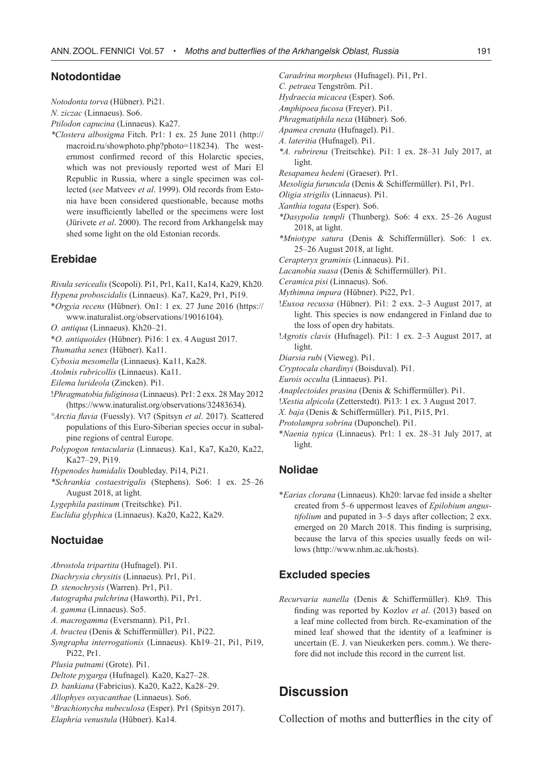## Notodontidae

*Notodonta torva* (Hübner). Pi21.

*N. ziczac* (Linnaeus). So6.

*Ptilodon capucina* (Linnaeus). Ka27.

*\*Clostera albosigma* Fitch. Pr1: 1 ex. 25 June 2011 (http://macroid.ru/showphoto.php?photo=118234). The westernmost confirmed record of this Holarctic species, which was not previously reported west of Mari El Republic in Russia, where a single specimen was collected (*see* Matveev *et al*. 1999). Old records from Estonia have been considered questionable, because moths were insufficiently labelled or the specimens were lost (Jürivete *et al*. 2000). The record from Arkhangelsk may shed some light on the old Estonian records.

## Erebidae

*Rivula sericealis* (Scopoli). Pi1, Pr1, Ka11, Ka14, Ka29, Kh20.

*Hypena proboscidalis* (Linnaeus). Ka7, Ka29, Pr1, Pi19.

\**Orgyia recens* (Hübner). On1: 1 ex. 27 June 2016 (https://www.inaturalist.org/observations/19016104).

*O. antiqua* (Linnaeus). Kh20–21.

\**O. antiquoides* (Hübner). Pi16: 1 ex. 4 August 2017.

*Thumatha senex* (Hübner). Ka11.

*Cybosia mesomella* (Linnaeus). Ka11, Ka28.

*Atolmis rubricollis* (Linnaeus). Ka11.

*Eilema lurideola* (Zincken). Pi1.

!*Phragmatobia fuliginosa* (Linnaeus). Pr1: 2 exx. 28 May 2012 (https://www.inaturalist.org/observations/32483634).

°*Arctia flavia* (Fuessly). Vt7 (Spitsyn *et al*. 2017). Scattered populations of this Euro-Siberian species occur in subalpine regions of central Europe.

*Polypogon tentacularia* (Linnaeus). Ka1, Ka7, Ka20, Ka22, Ka27–29, Pi19.

*Hypenodes humidalis* Doubleday. Pi14, Pi21.

*\*Schrankia costaestrigalis* (Stephens). So6: 1 ex. 25–26 August 2018, at light.

*Lygephila pastinum* (Treitschke). Pi1.

*Euclidia glyphica* (Linnaeus). Ka20, Ka22, Ka29.

## Noctuidae

*Abrostola tripartita* (Hufnagel). Pi1.

*Diachrysia chrysitis* (Linnaeus). Pr1, Pi1.

*D. stenochrysis* (Warren). Pr1, Pi1.

*Autographa pulchrina* (Haworth). Pi1, Pr1.

*A. gamma* (Linnaeus). So5.

*A. macrogamma* (Eversmann). Pi1, Pr1.

*A. bractea* (Denis & Schiffermüller). Pi1, Pi22.

*Syngrapha interrogationis* (Linnaeus). Kh19–21, Pi1, Pi19, Pi22, Pr1.

*Plusia putnami* (Grote). Pi1.

*Deltote pygarga* (Hufnagel). Ka20, Ka27–28.

*D. bankiana* (Fabricius). Ka20, Ka22, Ka28–29.

*Allophyes oxyacanthae* (Linnaeus). So6.

°*Brachionycha nubeculosa* (Esper). Pr1 (Spitsyn 2017).

*Elaphria venustula* (Hübner). Ka14.

*Caradrina morpheus* (Hufnagel). Pi1, Pr1.

*C. petraea* Tengström. Pi1.

*Hydraecia micacea* (Esper). So6.

*Amphipoea fucosa* (Freyer). Pi1.

*Phragmatiphila nexa* (Hübner). So6.

*Apamea crenata* (Hufnagel). Pi1.

*A. lateritia* (Hufnagel). Pi1.

*\*A. rubrirena* (Treitschke). Pi1: 1 ex. 28–31 July 2017, at light.

*Resapamea hedeni* (Graeser). Pr1.

*Mesoligia furuncula* (Denis & Schiffermüller). Pi1, Pr1.

*Oligia strigilis* (Linnaeus). Pi1.

*Xanthia togata* (Esper). So6.

*\*Dasypolia templi* (Thunberg). So6: 4 exx. 25–26 August 2018, at light.

*\*Mniotype satura* (Denis & Schiffermüller). So6: 1 ex. 25–26 August 2018, at light.

*Cerapteryx graminis* (Linnaeus). Pi1.

*Lacanobia suasa* (Denis & Schiffermüller). Pi1.

*Ceramica pisi* (Linnaeus). So6.

*Mythimna impura* (Hübner). Pi22, Pr1.

!*Euxoa recussa* (Hübner). Pi1: 2 exx. 2–3 August 2017, at light. This species is now endangered in Finland due to the loss of open dry habitats.

!*Agrotis clavis* (Hufnagel). Pi1: 1 ex. 2–3 August 2017, at light.

*Diarsia rubi* (Vieweg). Pi1.

*Cryptocala chardinyi* (Boisduval). Pi1.

*Eurois occulta* (Linnaeus). Pi1.

*Anaplectoides prasina* (Denis & Schiffermüller). Pi1.

!*Xestia alpicola* (Zetterstedt). Pi13: 1 ex. 3 August 2017.

*X. baja* (Denis & Schiffermüller). Pi1, Pi15, Pr1.

*Protolampra sobrina* (Duponchel). Pi1.

\**Naenia typica* (Linnaeus). Pr1: 1 ex. 28–31 July 2017, at light.

## Nolidae

\**Earias clorana* (Linnaeus). Kh20: larvae fed inside a shelter created from 5–6 uppermost leaves of *Epilobium angustifolium* and pupated in 3–5 days after collection; 2 exx. emerged on 20 March 2018. This finding is surprising, because the larva of this species usually feeds on willows (http://www.nhm.ac.uk/hosts).

## Excluded species

*Recurvaria nanella* (Denis & Schiffermüller). Kh9. This finding was reported by Kozlov *et al*. (2013) based on a leaf mine collected from birch. Re-examination of the mined leaf showed that the identity of a leafminer is uncertain (E. J. van Nieukerken pers. comm.). We therefore did not include this record in the current list.

# Discussion

Collection of moths and butterflies in the city of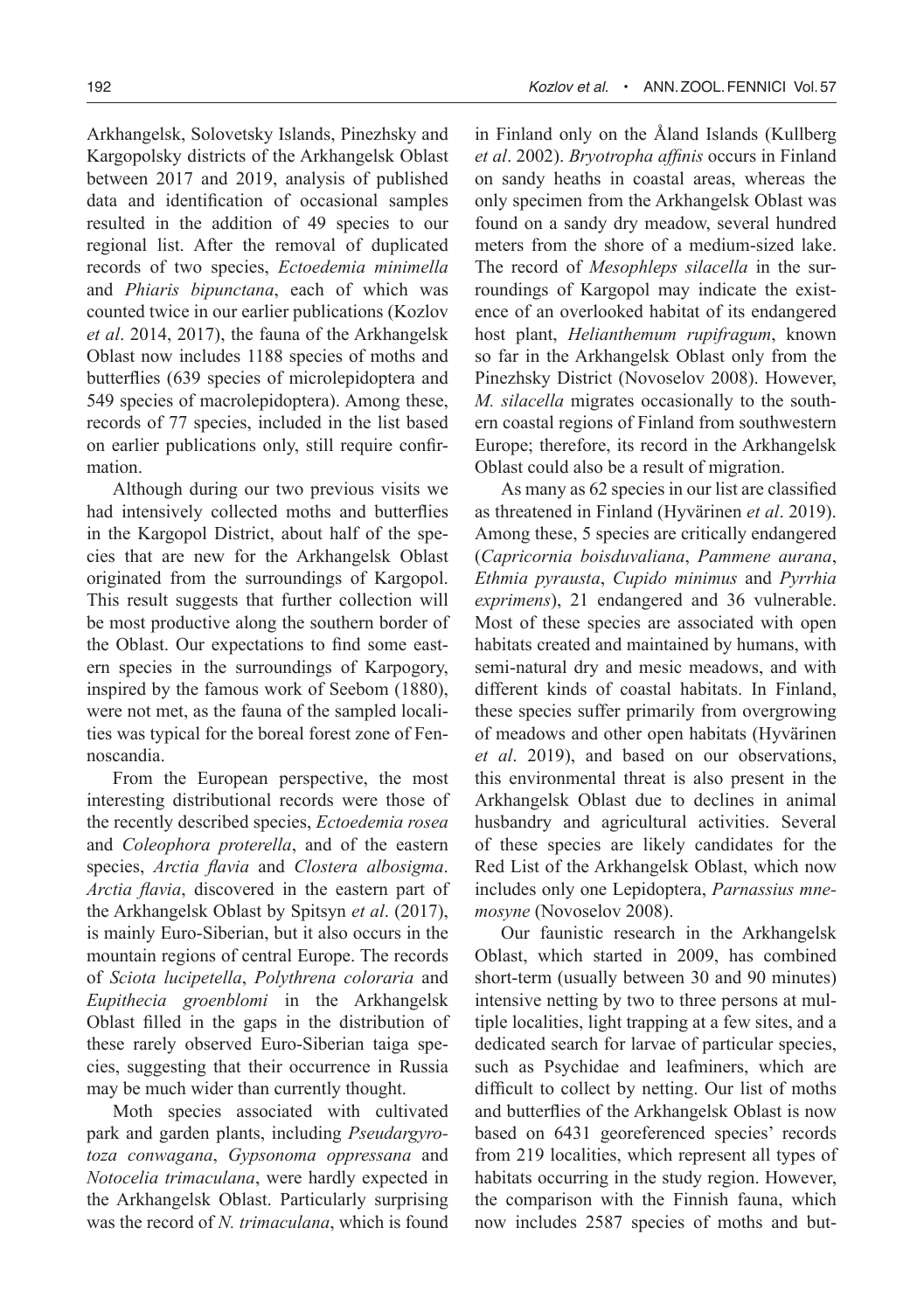Arkhangelsk, Solovetsky Islands, Pinezhsky and Kargopolsky districts of the Arkhangelsk Oblast between 2017 and 2019, analysis of published data and identification of occasional samples resulted in the addition of 49 species to our regional list. After the removal of duplicated records of two species, *Ectoedemia minimella* and *Phiaris bipunctana*, each of which was counted twice in our earlier publications (Kozlov *et al*. 2014, 2017), the fauna of the Arkhangelsk Oblast now includes 1188 species of moths and butterflies (639 species of microlepidoptera and 549 species of macrolepidoptera). Among these, records of 77 species, included in the list based on earlier publications only, still require confirmation.

Although during our two previous visits we had intensively collected moths and butterflies in the Kargopol District, about half of the species that are new for the Arkhangelsk Oblast originated from the surroundings of Kargopol. This result suggests that further collection will be most productive along the southern border of the Oblast. Our expectations to find some eastern species in the surroundings of Karpogory, inspired by the famous work of Seebom (1880), were not met, as the fauna of the sampled localities was typical for the boreal forest zone of Fennoscandia.

From the European perspective, the most interesting distributional records were those of the recently described species, *Ectoedemia rosea* and *Coleophora proterella*, and of the eastern species, *Arctia flavia* and *Clostera albosigma*. *Arctia flavia*, discovered in the eastern part of the Arkhangelsk Oblast by Spitsyn *et al*. (2017), is mainly Euro-Siberian, but it also occurs in the mountain regions of central Europe. The records of *Sciota lucipetella*, *Polythrena coloraria* and *Eupithecia groenblomi* in the Arkhangelsk Oblast filled in the gaps in the distribution of these rarely observed Euro-Siberian taiga species, suggesting that their occurrence in Russia may be much wider than currently thought.

Moth species associated with cultivated park and garden plants, including *Pseudargyrotoza conwagana*, *Gypsonoma oppressana* and *Notocelia trimaculana*, were hardly expected in the Arkhangelsk Oblast. Particularly surprising was the record of *N. trimaculana*, which is found in Finland only on the Åland Islands (Kullberg *et al*. 2002). *Bryotropha affinis* occurs in Finland on sandy heaths in coastal areas, whereas the only specimen from the Arkhangelsk Oblast was found on a sandy dry meadow, several hundred meters from the shore of a medium-sized lake. The record of *Mesophleps silacella* in the surroundings of Kargopol may indicate the existence of an overlooked habitat of its endangered host plant, *Helianthemum rupifragum*, known so far in the Arkhangelsk Oblast only from the Pinezhsky District (Novoselov 2008). However, *M. silacella* migrates occasionally to the southern coastal regions of Finland from southwestern Europe; therefore, its record in the Arkhangelsk Oblast could also be a result of migration.

As many as 62 species in our list are classified as threatened in Finland (Hyvärinen *et al*. 2019). Among these, 5 species are critically endangered (*Capricornia boisduvaliana*, *Pammene aurana*, *Ethmia pyrausta*, *Cupido minimus* and *Pyrrhia exprimens*), 21 endangered and 36 vulnerable. Most of these species are associated with open habitats created and maintained by humans, with semi-natural dry and mesic meadows, and with different kinds of coastal habitats. In Finland, these species suffer primarily from overgrowing of meadows and other open habitats (Hyvärinen *et al*. 2019), and based on our observations, this environmental threat is also present in the Arkhangelsk Oblast due to declines in animal husbandry and agricultural activities. Several of these species are likely candidates for the Red List of the Arkhangelsk Oblast, which now includes only one Lepidoptera, *Parnassius mnemosyne* (Novoselov 2008).

Our faunistic research in the Arkhangelsk Oblast, which started in 2009, has combined short-term (usually between 30 and 90 minutes) intensive netting by two to three persons at multiple localities, light trapping at a few sites, and a dedicated search for larvae of particular species, such as Psychidae and leafminers, which are difficult to collect by netting. Our list of moths and butterflies of the Arkhangelsk Oblast is now based on 6431 georeferenced species' records from 219 localities, which represent all types of habitats occurring in the study region. However, the comparison with the Finnish fauna, which now includes 2587 species of moths and but-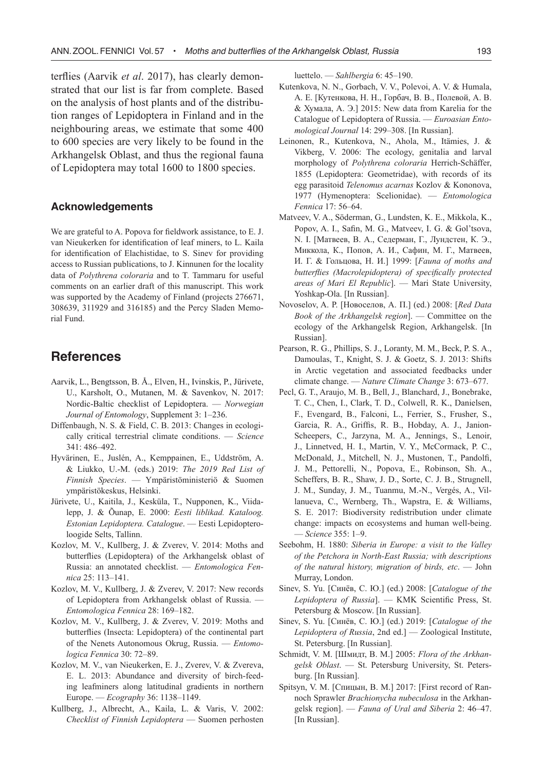terflies (Aarvik *et al*. 2017), has clearly demonstrated that our list is far from complete. Based on the analysis of host plants and of the distribution ranges of Lepidoptera in Finland and in the neighbouring areas, we estimate that some 400 to 600 species are very likely to be found in the Arkhangelsk Oblast, and thus the regional fauna of Lepidoptera may total 1600 to 1800 species.

### Acknowledgements

We are grateful to A. Popova for fieldwork assistance, to E. J. van Nieukerken for identification of leaf miners, to L. Kaila for identification of Elachistidae, to S. Sinev for providing access to Russian publications, to J. Kinnunen for the locality data of *Polythrena coloraria* and to T. Tammaru for useful comments on an earlier draft of this manuscript. This work was supported by the Academy of Finland (projects 276671, 308639, 311929 and 316185) and the Percy Sladen Memorial Fund.

## References

Aarvik, L., Bengtsson, B. Å., Elven, H., Ivinskis, P., Jürivete, U., Karsholt, O., Mutanen, M. & Savenkov, N. 2017: Nordic-Baltic checklist of Lepidoptera. — *Norwegian Journal of Entomology*, Supplement 3: 1–236.

Diffenbaugh, N. S. & Field, C. B. 2013: Changes in ecologically critical terrestrial climate conditions. — *Science* 341: 486–492.

Hyvärinen, E., Juslén, A., Kemppainen, E., Uddström, A. & Liukko, U.-M. (eds.) 2019: *The 2019 Red List of Finnish Species*. — Ympäristöministeriö & Suomen ympäristökeskus, Helsinki.

Jürivete, U., Kaitila, J., Kesküla, T., Nupponen, K., Viidalepp, J. & Õunap, E. 2000: *Eesti liblikad. Kataloog. Estonian Lepidoptera. Catalogue*. — Eesti Lepidopteroloogide Selts, Tallinn.

Kozlov, M. V., Kullberg, J. & Zverev, V. 2014: Moths and butterflies (Lepidoptera) of the Arkhangelsk oblast of Russia: an annotated checklist. — *Entomologica Fennica* 25: 113–141.

Kozlov, M. V., Kullberg, J. & Zverev, V. 2017: New records of Lepidoptera from Arkhangelsk oblast of Russia. — *Entomologica Fennica* 28: 169–182.

Kozlov, M. V., Kullberg, J. & Zverev, V. 2019: Moths and butterflies (Insecta: Lepidoptera) of the continental part of the Nenets Autonomous Okrug, Russia. — *Entomologica Fennica* 30: 72–89.

Kozlov, M. V., van Nieukerken, E. J., Zverev, V. & Zvereva, E. L. 2013: Abundance and diversity of birch-feeding leafminers along latitudinal gradients in northern Europe. — *Ecography* 36: 1138–1149.

Kullberg, J., Albrecht, A., Kaila, L. & Varis, V. 2002: *Checklist of Finnish Lepidoptera* — Suomen perhosten luettelo. — *Sahlbergia* 6: 45–190.

Kutenkova, N. N., Gorbach, V. V., Polevoi, A. V. & Humala, A. E. [Кутенкова, Н. Н., Горбач, В. В., Полевой, А. В. & Хумала, А. Э.] 2015: New data from Karelia for the Catalogue of Lepidoptera of Russia. — *Euroasian Entomological Journal* 14: 299–308. [In Russian].

Leinonen, R., Kutenkova, N., Ahola, M., Itämies, J. & Vikberg, V. 2006: The ecology, genitalia and larval morphology of *Polythrena coloraria* Herrich-Schäffer, 1855 (Lepidoptera: Geometridae), with records of its egg parasitoid *Telenomus acarnas* Kozlov & Kononova, 1977 (Hymenoptera: Scelionidae). — *Entomologica Fennica* 17: 56–64.

Matveev, V. A., Söderman, G., Lundsten, K. E., Mikkola, K., Popov, A. I., Safin, M. G., Matveev, I. G. & Gol'tsova, N. I. [Матвеев, В. А., Седерман, Г., Лундстен, К. Э., Миккола, К., Попов, А. И., Сафин, М. Г., Матвеев, И. Г. & Гольцова, Н. И.] 1999: [*Fauna of moths and butterflies (Macrolepidoptera) of specifically protected areas of Mari El Republic*]. — Mari State University, Yoshkap-Ola. [In Russian].

Novoselov, A. P. [Новоселов, А. П.] (ed.) 2008: [*Red Data Book of the Arkhangelsk region*]. — Committee on the ecology of the Arkhangelsk Region, Arkhangelsk. [In Russian].

Pearson, R. G., Phillips, S. J., Loranty, M. M., Beck, P. S. A., Damoulas, T., Knight, S. J. & Goetz, S. J. 2013: Shifts in Arctic vegetation and associated feedbacks under climate change. — *Nature Climate Change* 3: 673–677.

Pecl, G. T., Araujo, M. B., Bell, J., Blanchard, J., Bonebrake, T. C., Chen, I., Clark, T. D., Colwell, R. K., Danielsen, F., Evengard, B., Falconi, L., Ferrier, S., Frusher, S., Garcia, R. A., Griffis, R. B., Hobday, A. J., Janion-Scheepers, C., Jarzyna, M. A., Jennings, S., Lenoir, J., Linnetved, H. I., Martin, V. Y., McCormack, P. C., McDonald, J., Mitchell, N. J., Mustonen, T., Pandolfi, J. M., Pettorelli, N., Popova, E., Robinson, Sh. A., Scheffers, B. R., Shaw, J. D., Sorte, C. J. B., Strugnell, J. M., Sunday, J. M., Tuanmu, M.-N., Vergés, A., Villanueva, C., Wernberg, Th., Wapstra, E. & Williams, S. E. 2017: Biodiversity redistribution under climate change: impacts on ecosystems and human well-being. — *Science* 355: 1–9.

Seebohm, H. 1880: *Siberia in Europe: a visit to the Valley of the Petchora in North-East Russia; with descriptions of the natural history, migration of birds, etc*. — John Murray, London.

Sinev, S. Yu. [Синёв, С. Ю.] (ed.) 2008: [*Catalogue of the Lepidoptera of Russia*]. — KMK Scientific Press, St. Petersburg & Moscow. [In Russian].

Sinev, S. Yu. [Синёв, С. Ю.] (ed.) 2019: [*Catalogue of the Lepidoptera of Russia*, 2nd ed.] — Zoological Institute, St. Petersburg. [In Russian].

Schmidt, V. M. [Шмидт, В. М.] 2005: *Flora of the Arkhangelsk Oblast*. — St. Petersburg University, St. Petersburg. [In Russian].

Spitsyn, V. M. [Спицын, В. М.] 2017: [First record of Rannoch Sprawler *Brachionycha nubeculosa* in the Arkhangelsk region]. — *Fauna of Ural and Siberia* 2: 46–47. [In Russian].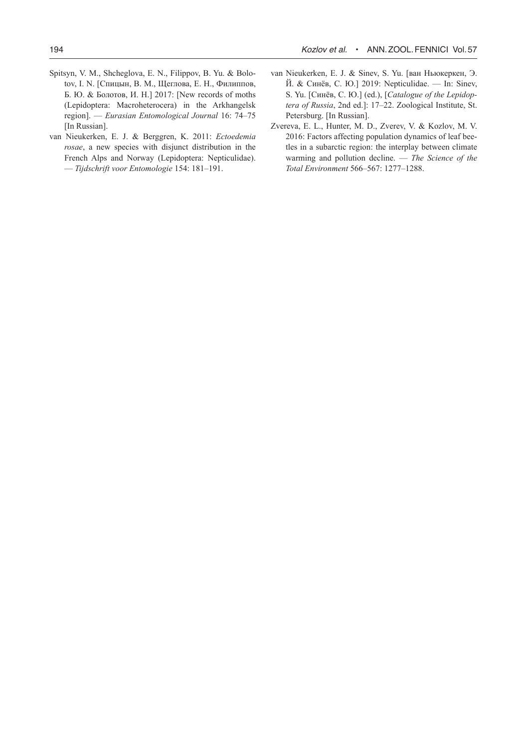Spitsyn, V. M., Shcheglova, E. N., Filippov, B. Yu. & Bolotov, I. N. [Спицын, В. М., Щеглова, Е. Н., Филиппов, Б. Ю. & Болотов, И. Н.] 2017: [New records of moths (Lepidoptera: Macroheterocera) in the Arkhangelsk region]. — *Eurasian Entomological Journal* 16: 74–75 [In Russian].

van Nieukerken, E. J. & Berggren, K. 2011: *Ectoedemia rosae*, a new species with disjunct distribution in the French Alps and Norway (Lepidoptera: Nepticulidae). — *Tijdschrift voor Entomologie* 154: 181–191.

van Nieukerken, E. J. & Sinev, S. Yu. [ван Ньюкеркен, Э. Й. & Синёв, С. Ю.] 2019: Nepticulidae. — In: Sinev, S. Yu. [Синёв, С. Ю.] (ed.), [*Catalogue of the Lepidoptera of Russia*, 2nd ed.]: 17–22. Zoological Institute, St. Petersburg. [In Russian].

Zvereva, E. L., Hunter, M. D., Zverev, V. & Kozlov, M. V. 2016: Factors affecting population dynamics of leaf beetles in a subarctic region: the interplay between climate warming and pollution decline. — *The Science of the Total Environment* 566–567: 1277–1288.